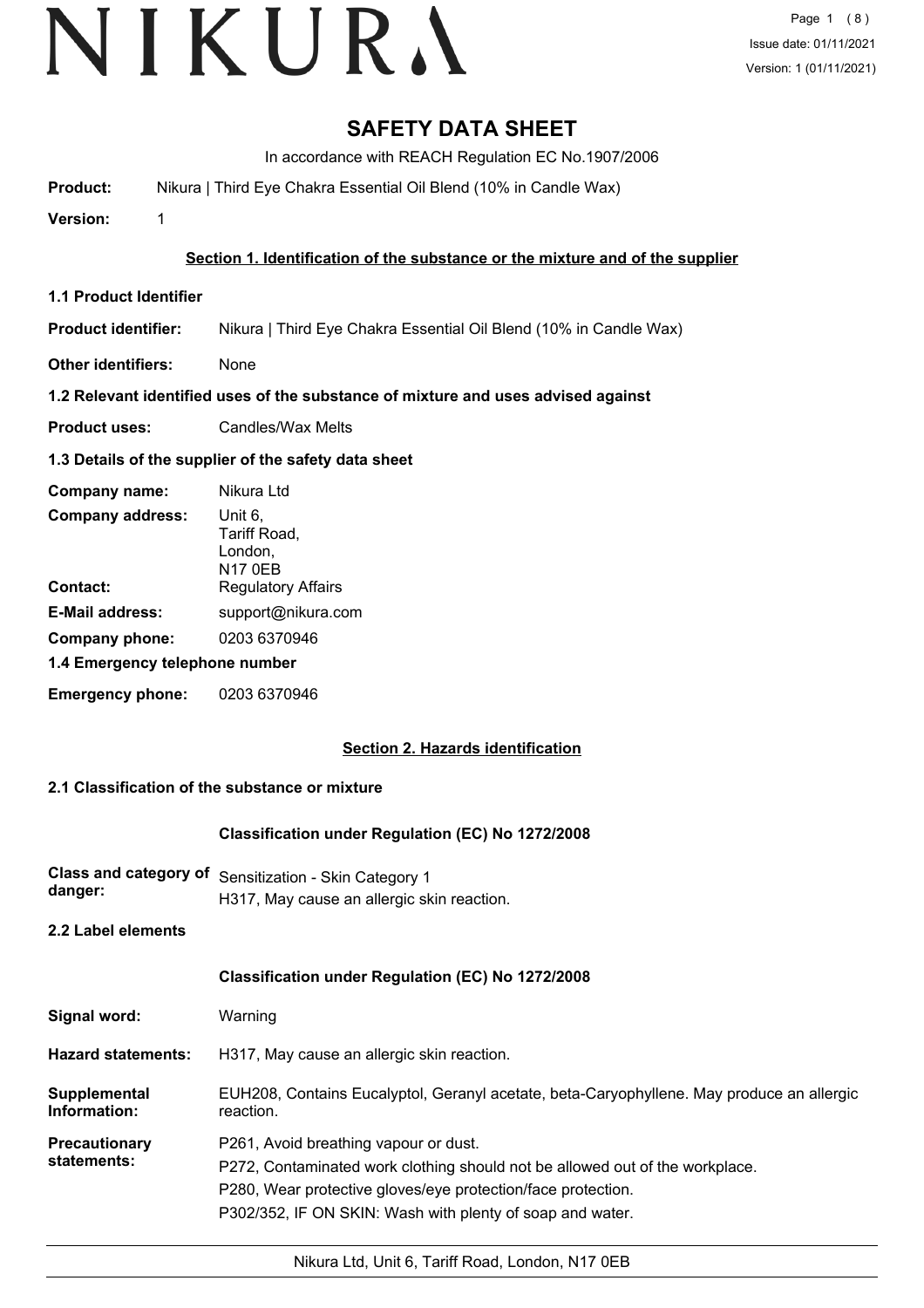# SAFETY DATA SHEET

In accordance with REACH Regulation EC No.1907/2006

**Product:** Nikura | Third Eye Chakra Essential Oil Blend (10% in Candle Wax)

**Version:** 1

## Section 1. Identification of the substance or the mixture and of the supplier

### 1.1 Product Identifier

**Product identifier:** Nikura | Third Eye Chakra Essential Oil Blend (10% in Candle Wax)

**Other identifiers:** None

### 1.2 Relevant identified uses of the substance of mixture and uses advised against

**Product uses:** Candles/Wax Melts

### 1.3 Details of the supplier of the safety data sheet

**Company name:** Nikura Ltd

**Company address:** Unit 6, Tariff Road, London, N17 0EB

**Contact:** Regulatory Affairs

**E-Mail address:** support@nikura.com

**Company phone:** 0203 6370946

### 1.4 Emergency telephone number

**Emergency phone:** 0203 6370946

## Section 2. Hazards identification

### 2.1 Classification of the substance or mixture

**Classification under Regulation (EC) No 1272/2008**

**Class and category of danger:** Sensitization - Skin Category 1
H317, May cause an allergic skin reaction.

### 2.2 Label elements

**Classification under Regulation (EC) No 1272/2008**

**Signal word:** Warning

**Hazard statements:** H317, May cause an allergic skin reaction.

**Supplemental Information:** EUH208, Contains Eucalyptol, Geranyl acetate, beta-Caryophyllene. May produce an allergic reaction.

**Precautionary statements:**
P261, Avoid breathing vapour or dust.
P272, Contaminated work clothing should not be allowed out of the workplace.
P280, Wear protective gloves/eye protection/face protection.
P302/352, IF ON SKIN: Wash with plenty of soap and water.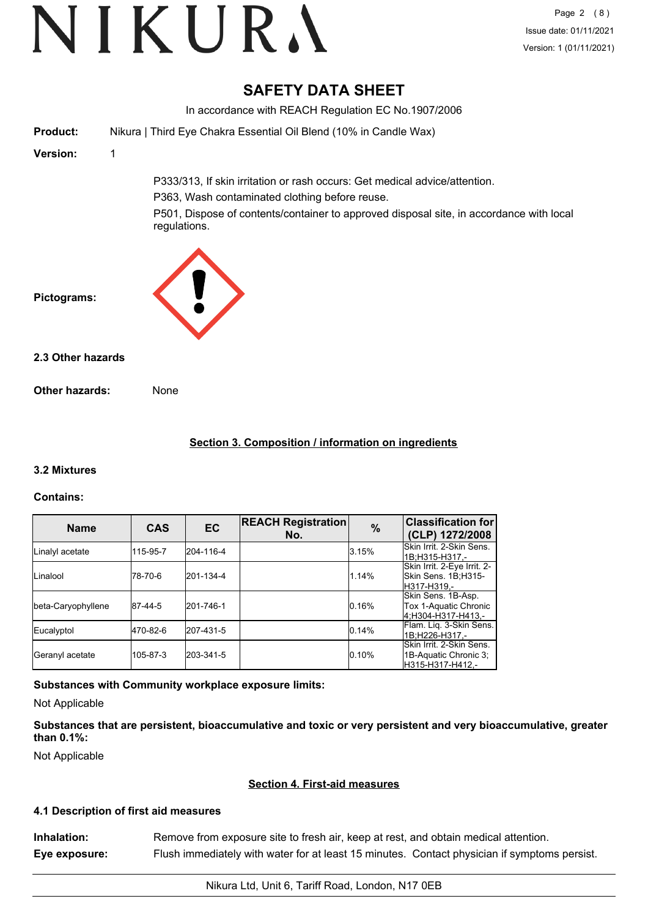## SAFETY DATA SHEET

In accordance with REACH Regulation EC No.1907/2006

**Product:** Nikura | Third Eye Chakra Essential Oil Blend (10% in Candle Wax)

**Version:** 1

P333/313, If skin irritation or rash occurs: Get medical advice/attention.

P363, Wash contaminated clothing before reuse.

P501, Dispose of contents/container to approved disposal site, in accordance with local regulations.

**Pictograms:**

### 2.3 Other hazards

**Other hazards:** None

## Section 3. Composition / information on ingredients

### 3.2 Mixtures

**Contains:**

| Name | CAS | EC | REACH Registration No. | % | Classification for (CLP) 1272/2008 |
|---|---|---|---|---|---|
| Linalyl acetate | 115-95-7 | 204-116-4 | | 3.15% | Skin Irrit. 2-Skin Sens. 1B;H315-H317,- |
| Linalool | 78-70-6 | 201-134-4 | | 1.14% | Skin Irrit. 2-Eye Irrit. 2-Skin Sens. 1B;H315-H317-H319,- |
| beta-Caryophyllene | 87-44-5 | 201-746-1 | | 0.16% | Skin Sens. 1B-Asp. Tox 1-Aquatic Chronic 4;H304-H317-H413,- |
| Eucalyptol | 470-82-6 | 207-431-5 | | 0.14% | Flam. Liq. 3-Skin Sens. 1B;H226-H317,- |
| Geranyl acetate | 105-87-3 | 203-341-5 | | 0.10% | Skin Irrit. 2-Skin Sens. 1B-Aquatic Chronic 3;H315-H317-H412,- |

**Substances with Community workplace exposure limits:**

Not Applicable

**Substances that are persistent, bioaccumulative and toxic or very persistent and very bioaccumulative, greater than 0.1%:**

Not Applicable

## Section 4. First-aid measures

### 4.1 Description of first aid measures

**Inhalation:** Remove from exposure site to fresh air, keep at rest, and obtain medical attention.

**Eye exposure:** Flush immediately with water for at least 15 minutes. Contact physician if symptoms persist.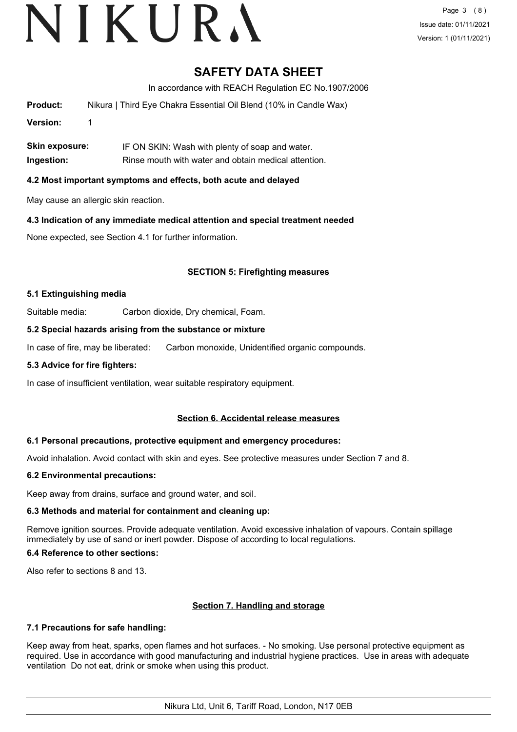# SAFETY DATA SHEET

In accordance with REACH Regulation EC No.1907/2006

**Product:** Nikura | Third Eye Chakra Essential Oil Blend (10% in Candle Wax)

**Version:** 1

**Skin exposure:** IF ON SKIN: Wash with plenty of soap and water.

**Ingestion:** Rinse mouth with water and obtain medical attention.

### 4.2 Most important symptoms and effects, both acute and delayed

May cause an allergic skin reaction.

### 4.3 Indication of any immediate medical attention and special treatment needed

None expected, see Section 4.1 for further information.

## SECTION 5: Firefighting measures

### 5.1 Extinguishing media

Suitable media: Carbon dioxide, Dry chemical, Foam.

### 5.2 Special hazards arising from the substance or mixture

In case of fire, may be liberated: Carbon monoxide, Unidentified organic compounds.

### 5.3 Advice for fire fighters:

In case of insufficient ventilation, wear suitable respiratory equipment.

## Section 6. Accidental release measures

### 6.1 Personal precautions, protective equipment and emergency procedures:

Avoid inhalation. Avoid contact with skin and eyes. See protective measures under Section 7 and 8.

### 6.2 Environmental precautions:

Keep away from drains, surface and ground water, and soil.

### 6.3 Methods and material for containment and cleaning up:

Remove ignition sources. Provide adequate ventilation. Avoid excessive inhalation of vapours. Contain spillage immediately by use of sand or inert powder. Dispose of according to local regulations.

### 6.4 Reference to other sections:

Also refer to sections 8 and 13.

## Section 7. Handling and storage

### 7.1 Precautions for safe handling:

Keep away from heat, sparks, open flames and hot surfaces. - No smoking. Use personal protective equipment as required. Use in accordance with good manufacturing and industrial hygiene practices. Use in areas with adequate ventilation Do not eat, drink or smoke when using this product.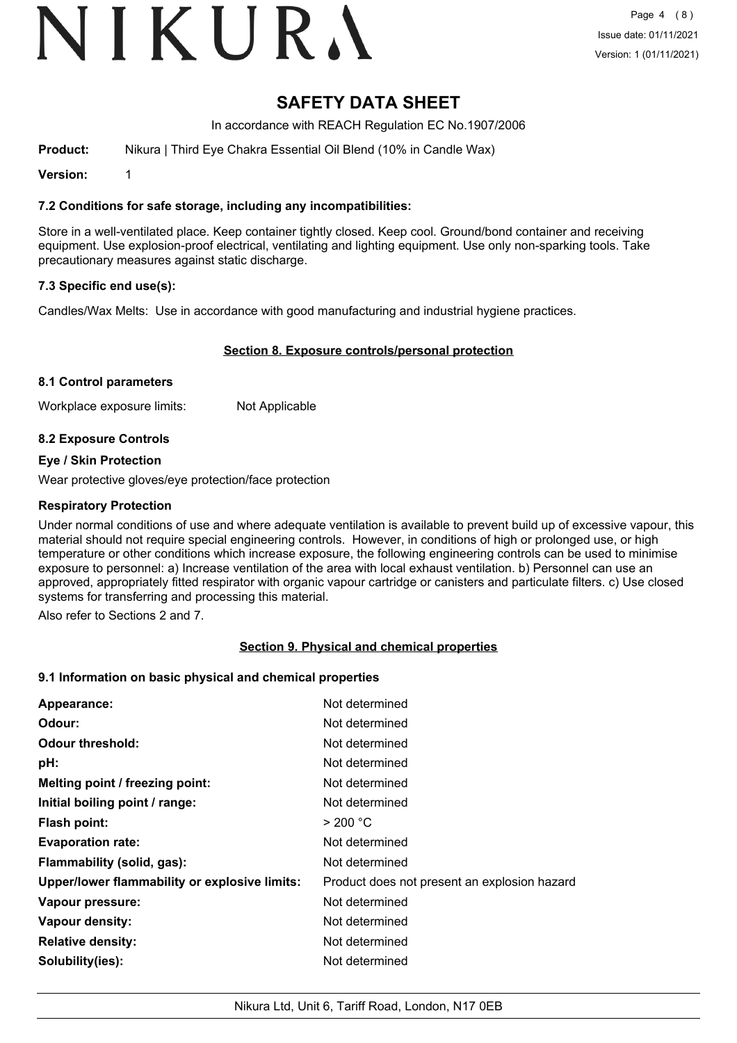# SAFETY DATA SHEET

In accordance with REACH Regulation EC No.1907/2006

**Product:** Nikura | Third Eye Chakra Essential Oil Blend (10% in Candle Wax)

**Version:** 1

### 7.2 Conditions for safe storage, including any incompatibilities:

Store in a well-ventilated place. Keep container tightly closed. Keep cool. Ground/bond container and receiving equipment. Use explosion-proof electrical, ventilating and lighting equipment. Use only non-sparking tools. Take precautionary measures against static discharge.

### 7.3 Specific end use(s):

Candles/Wax Melts: Use in accordance with good manufacturing and industrial hygiene practices.

## Section 8. Exposure controls/personal protection

### 8.1 Control parameters

Workplace exposure limits: Not Applicable

### 8.2 Exposure Controls

#### Eye / Skin Protection

Wear protective gloves/eye protection/face protection

#### Respiratory Protection

Under normal conditions of use and where adequate ventilation is available to prevent build up of excessive vapour, this material should not require special engineering controls. However, in conditions of high or prolonged use, or high temperature or other conditions which increase exposure, the following engineering controls can be used to minimise exposure to personnel: a) Increase ventilation of the area with local exhaust ventilation. b) Personnel can use an approved, appropriately fitted respirator with organic vapour cartridge or canisters and particulate filters. c) Use closed systems for transferring and processing this material.

Also refer to Sections 2 and 7.

## Section 9. Physical and chemical properties

### 9.1 Information on basic physical and chemical properties

| | |
|---|---|
| **Appearance:** | Not determined |
| **Odour:** | Not determined |
| **Odour threshold:** | Not determined |
| **pH:** | Not determined |
| **Melting point / freezing point:** | Not determined |
| **Initial boiling point / range:** | Not determined |
| **Flash point:** | > 200 °C |
| **Evaporation rate:** | Not determined |
| **Flammability (solid, gas):** | Not determined |
| **Upper/lower flammability or explosive limits:** | Product does not present an explosion hazard |
| **Vapour pressure:** | Not determined |
| **Vapour density:** | Not determined |
| **Relative density:** | Not determined |
| **Solubility(ies):** | Not determined |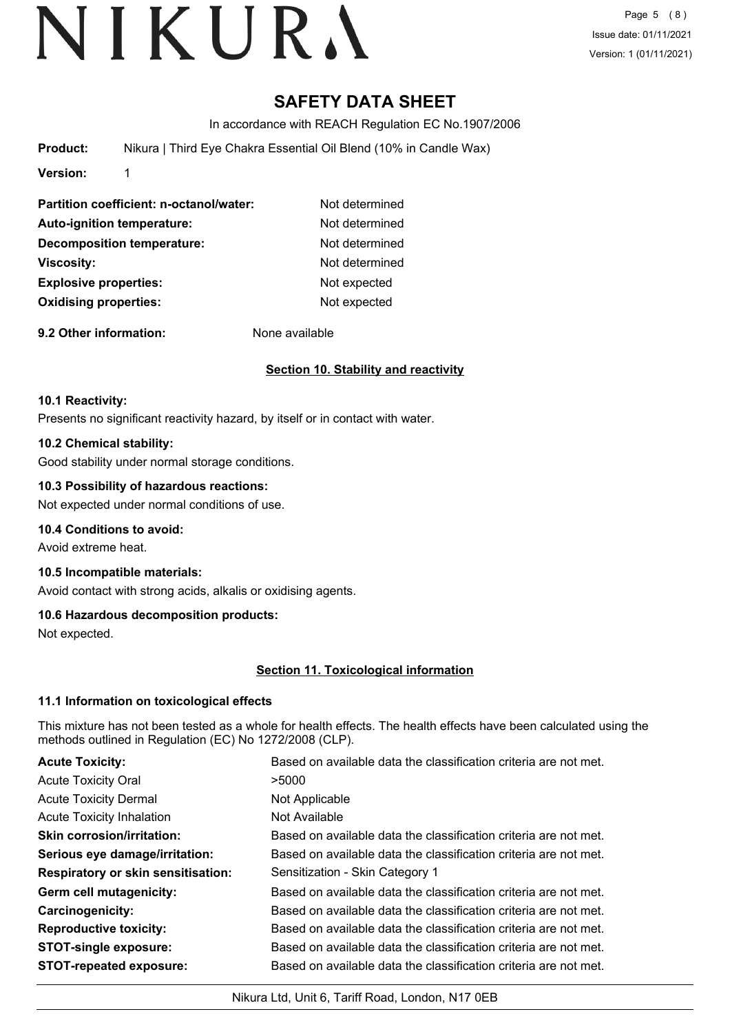# SAFETY DATA SHEET

In accordance with REACH Regulation EC No.1907/2006

**Product:** Nikura | Third Eye Chakra Essential Oil Blend (10% in Candle Wax)

**Version:** 1

| | |
|---|---|
| **Partition coefficient: n-octanol/water:** | Not determined |
| **Auto-ignition temperature:** | Not determined |
| **Decomposition temperature:** | Not determined |
| **Viscosity:** | Not determined |
| **Explosive properties:** | Not expected |
| **Oxidising properties:** | Not expected |

**9.2 Other information:** None available

## Section 10. Stability and reactivity

### 10.1 Reactivity:

Presents no significant reactivity hazard, by itself or in contact with water.

### 10.2 Chemical stability:

Good stability under normal storage conditions.

### 10.3 Possibility of hazardous reactions:

Not expected under normal conditions of use.

### 10.4 Conditions to avoid:

Avoid extreme heat.

### 10.5 Incompatible materials:

Avoid contact with strong acids, alkalis or oxidising agents.

### 10.6 Hazardous decomposition products:

Not expected.

## Section 11. Toxicological information

### 11.1 Information on toxicological effects

This mixture has not been tested as a whole for health effects. The health effects have been calculated using the methods outlined in Regulation (EC) No 1272/2008 (CLP).

| | |
|---|---|
| **Acute Toxicity:** | Based on available data the classification criteria are not met. |
| Acute Toxicity Oral | >5000 |
| Acute Toxicity Dermal | Not Applicable |
| Acute Toxicity Inhalation | Not Available |
| **Skin corrosion/irritation:** | Based on available data the classification criteria are not met. |
| **Serious eye damage/irritation:** | Based on available data the classification criteria are not met. |
| **Respiratory or skin sensitisation:** | Sensitization - Skin Category 1 |
| **Germ cell mutagenicity:** | Based on available data the classification criteria are not met. |
| **Carcinogenicity:** | Based on available data the classification criteria are not met. |
| **Reproductive toxicity:** | Based on available data the classification criteria are not met. |
| **STOT-single exposure:** | Based on available data the classification criteria are not met. |
| **STOT-repeated exposure:** | Based on available data the classification criteria are not met. |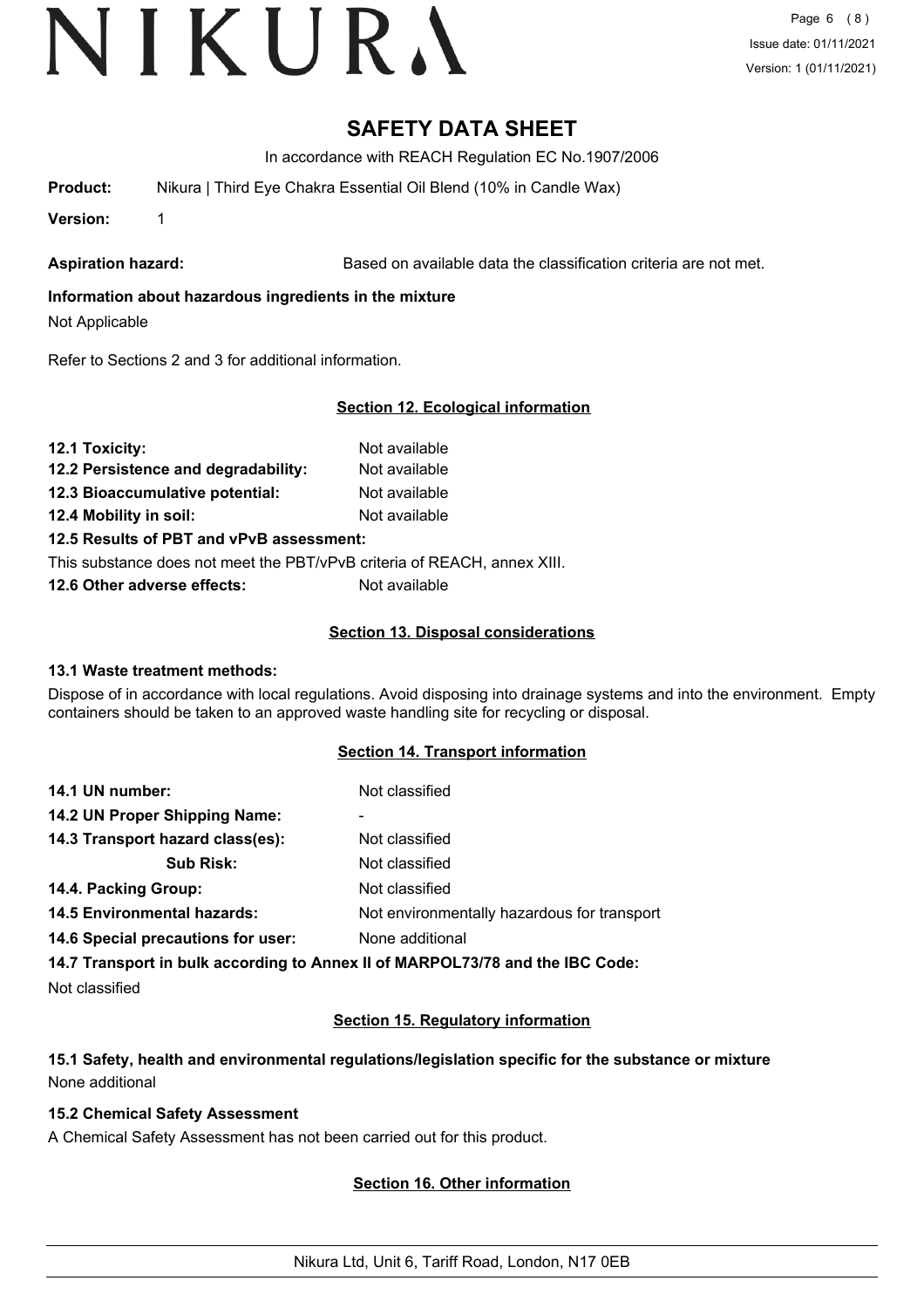# SAFETY DATA SHEET

In accordance with REACH Regulation EC No.1907/2006

**Product:** Nikura | Third Eye Chakra Essential Oil Blend (10% in Candle Wax)

**Version:** 1

**Aspiration hazard:** Based on available data the classification criteria are not met.

**Information about hazardous ingredients in the mixture**

Not Applicable

Refer to Sections 2 and 3 for additional information.

## Section 12. Ecological information

**12.1 Toxicity:** Not available

**12.2 Persistence and degradability:** Not available

**12.3 Bioaccumulative potential:** Not available

**12.4 Mobility in soil:** Not available

**12.5 Results of PBT and vPvB assessment:**

This substance does not meet the PBT/vPvB criteria of REACH, annex XIII.

**12.6 Other adverse effects:** Not available

## Section 13. Disposal considerations

**13.1 Waste treatment methods:**

Dispose of in accordance with local regulations. Avoid disposing into drainage systems and into the environment. Empty containers should be taken to an approved waste handling site for recycling or disposal.

## Section 14. Transport information

**14.1 UN number:** Not classified

**14.2 UN Proper Shipping Name:** -

**14.3 Transport hazard class(es):** Not classified

**Sub Risk:** Not classified

**14.4. Packing Group:** Not classified

**14.5 Environmental hazards:** Not environmentally hazardous for transport

**14.6 Special precautions for user:** None additional

**14.7 Transport in bulk according to Annex II of MARPOL73/78 and the IBC Code:**

Not classified

## Section 15. Regulatory information

**15.1 Safety, health and environmental regulations/legislation specific for the substance or mixture**

None additional

**15.2 Chemical Safety Assessment**

A Chemical Safety Assessment has not been carried out for this product.

## Section 16. Other information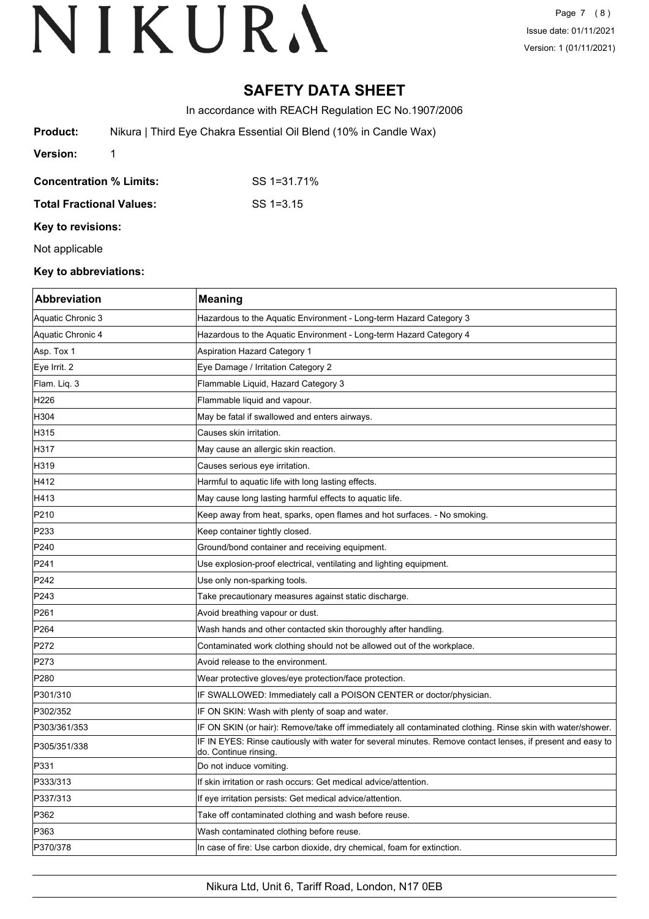# SAFETY DATA SHEET

In accordance with REACH Regulation EC No.1907/2006

**Product:** Nikura | Third Eye Chakra Essential Oil Blend (10% in Candle Wax)

**Version:** 1

**Concentration % Limits:** SS 1=31.71%

**Total Fractional Values:** SS 1=3.15

**Key to revisions:**

Not applicable

**Key to abbreviations:**

| Abbreviation | Meaning |
|---|---|
| Aquatic Chronic 3 | Hazardous to the Aquatic Environment - Long-term Hazard Category 3 |
| Aquatic Chronic 4 | Hazardous to the Aquatic Environment - Long-term Hazard Category 4 |
| Asp. Tox 1 | Aspiration Hazard Category 1 |
| Eye Irrit. 2 | Eye Damage / Irritation Category 2 |
| Flam. Liq. 3 | Flammable Liquid, Hazard Category 3 |
| H226 | Flammable liquid and vapour. |
| H304 | May be fatal if swallowed and enters airways. |
| H315 | Causes skin irritation. |
| H317 | May cause an allergic skin reaction. |
| H319 | Causes serious eye irritation. |
| H412 | Harmful to aquatic life with long lasting effects. |
| H413 | May cause long lasting harmful effects to aquatic life. |
| P210 | Keep away from heat, sparks, open flames and hot surfaces. - No smoking. |
| P233 | Keep container tightly closed. |
| P240 | Ground/bond container and receiving equipment. |
| P241 | Use explosion-proof electrical, ventilating and lighting equipment. |
| P242 | Use only non-sparking tools. |
| P243 | Take precautionary measures against static discharge. |
| P261 | Avoid breathing vapour or dust. |
| P264 | Wash hands and other contacted skin thoroughly after handling. |
| P272 | Contaminated work clothing should not be allowed out of the workplace. |
| P273 | Avoid release to the environment. |
| P280 | Wear protective gloves/eye protection/face protection. |
| P301/310 | IF SWALLOWED: Immediately call a POISON CENTER or doctor/physician. |
| P302/352 | IF ON SKIN: Wash with plenty of soap and water. |
| P303/361/353 | IF ON SKIN (or hair): Remove/take off immediately all contaminated clothing. Rinse skin with water/shower. |
| P305/351/338 | IF IN EYES: Rinse cautiously with water for several minutes. Remove contact lenses, if present and easy to do. Continue rinsing. |
| P331 | Do not induce vomiting. |
| P333/313 | If skin irritation or rash occurs: Get medical advice/attention. |
| P337/313 | If eye irritation persists: Get medical advice/attention. |
| P362 | Take off contaminated clothing and wash before reuse. |
| P363 | Wash contaminated clothing before reuse. |
| P370/378 | In case of fire: Use carbon dioxide, dry chemical, foam for extinction. |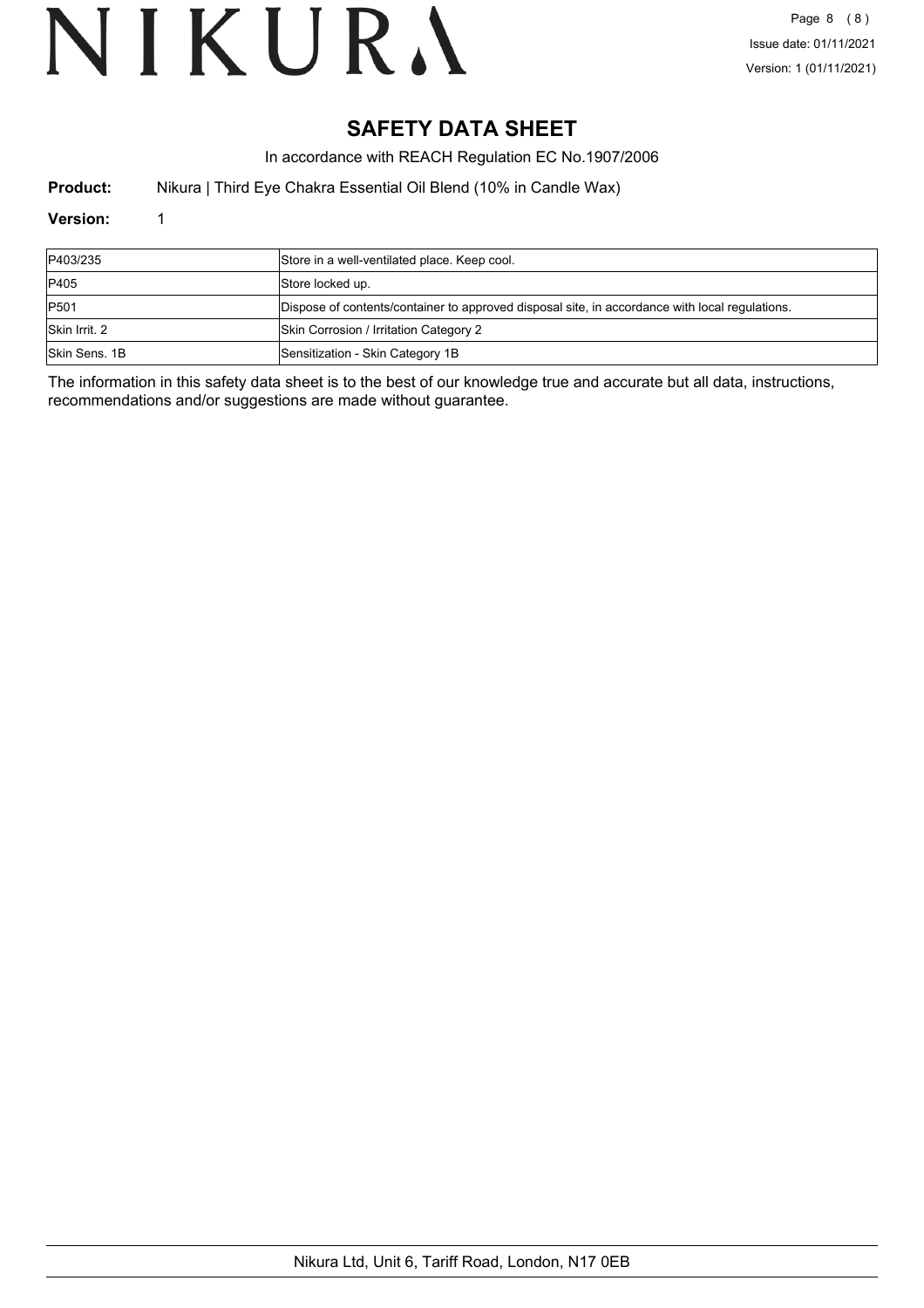# SAFETY DATA SHEET

In accordance with REACH Regulation EC No.1907/2006

**Product:** Nikura | Third Eye Chakra Essential Oil Blend (10% in Candle Wax)

**Version:** 1

| | |
|---|---|
| P403/235 | Store in a well-ventilated place. Keep cool. |
| P405 | Store locked up. |
| P501 | Dispose of contents/container to approved disposal site, in accordance with local regulations. |
| Skin Irrit. 2 | Skin Corrosion / Irritation Category 2 |
| Skin Sens. 1B | Sensitization - Skin Category 1B |

The information in this safety data sheet is to the best of our knowledge true and accurate but all data, instructions, recommendations and/or suggestions are made without guarantee.

Nikura Ltd, Unit 6, Tariff Road, London, N17 0EB